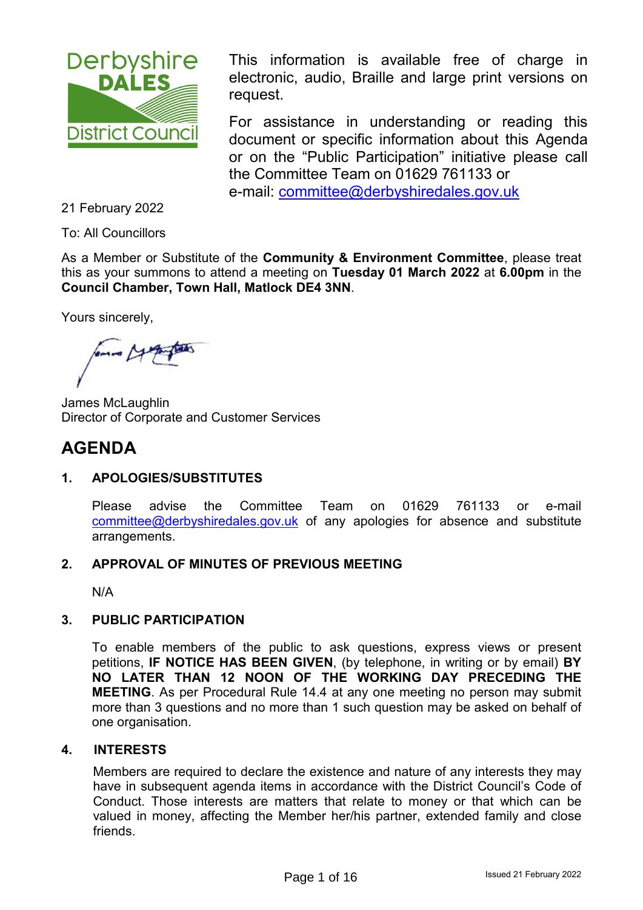This information is available free of charge in electronic, audio, Braille and large print versions on request.

For assistance in understanding or reading this document or specific information about this Agenda or on the "Public Participation" initiative please call the Committee Team on 01629 761133 or e-mail: committee@derbyshiredales.gov.uk

21 February 2022

To: All Councillors

As a Member or Substitute of the **Community & Environment Committee**, please treat this as your summons to attend a meeting on **Tuesday 01 March 2022** at **6.00pm** in the **Council Chamber, Town Hall, Matlock DE4 3NN**.

Yours sincerely,

James McLaughlin
Director of Corporate and Customer Services

# AGENDA

## 1. APOLOGIES/SUBSTITUTES

Please advise the Committee Team on 01629 761133 or e-mail committee@derbyshiredales.gov.uk of any apologies for absence and substitute arrangements.

## 2. APPROVAL OF MINUTES OF PREVIOUS MEETING

N/A

## 3. PUBLIC PARTICIPATION

To enable members of the public to ask questions, express views or present petitions, **IF NOTICE HAS BEEN GIVEN**, (by telephone, in writing or by email) **BY NO LATER THAN 12 NOON OF THE WORKING DAY PRECEDING THE MEETING**. As per Procedural Rule 14.4 at any one meeting no person may submit more than 3 questions and no more than 1 such question may be asked on behalf of one organisation.

## 4. INTERESTS

Members are required to declare the existence and nature of any interests they may have in subsequent agenda items in accordance with the District Council's Code of Conduct. Those interests are matters that relate to money or that which can be valued in money, affecting the Member her/his partner, extended family and close friends.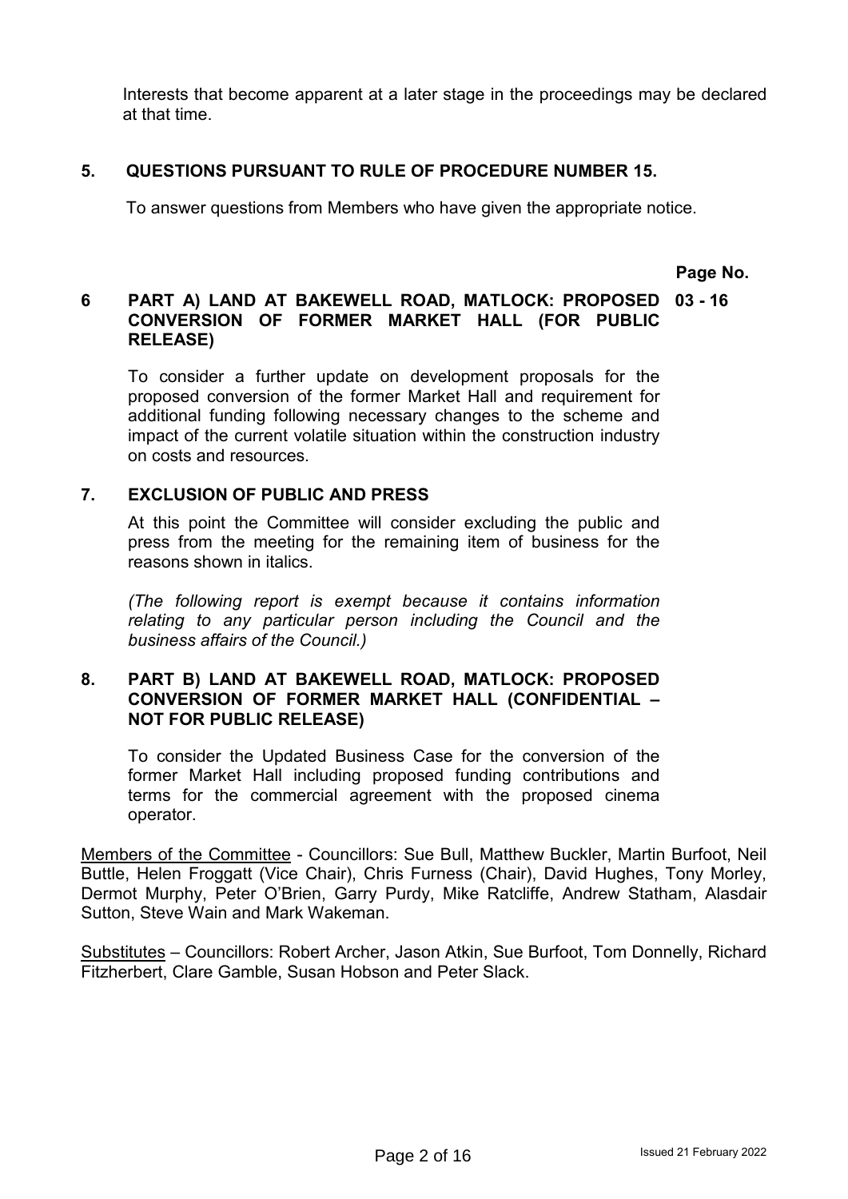Interests that become apparent at a later stage in the proceedings may be declared at that time.

**5. QUESTIONS PURSUANT TO RULE OF PROCEDURE NUMBER 15.**

To answer questions from Members who have given the appropriate notice.

**Page No.**

**6 PART A) LAND AT BAKEWELL ROAD, MATLOCK: PROPOSED CONVERSION OF FORMER MARKET HALL (FOR PUBLIC RELEASE)** **03 - 16**

To consider a further update on development proposals for the proposed conversion of the former Market Hall and requirement for additional funding following necessary changes to the scheme and impact of the current volatile situation within the construction industry on costs and resources.

**7. EXCLUSION OF PUBLIC AND PRESS**

At this point the Committee will consider excluding the public and press from the meeting for the remaining item of business for the reasons shown in italics.

*(The following report is exempt because it contains information relating to any particular person including the Council and the business affairs of the Council.)*

**8. PART B) LAND AT BAKEWELL ROAD, MATLOCK: PROPOSED CONVERSION OF FORMER MARKET HALL (CONFIDENTIAL – NOT FOR PUBLIC RELEASE)**

To consider the Updated Business Case for the conversion of the former Market Hall including proposed funding contributions and terms for the commercial agreement with the proposed cinema operator.

Members of the Committee - Councillors: Sue Bull, Matthew Buckler, Martin Burfoot, Neil Buttle, Helen Froggatt (Vice Chair), Chris Furness (Chair), David Hughes, Tony Morley, Dermot Murphy, Peter O'Brien, Garry Purdy, Mike Ratcliffe, Andrew Statham, Alasdair Sutton, Steve Wain and Mark Wakeman.

Substitutes – Councillors: Robert Archer, Jason Atkin, Sue Burfoot, Tom Donnelly, Richard Fitzherbert, Clare Gamble, Susan Hobson and Peter Slack.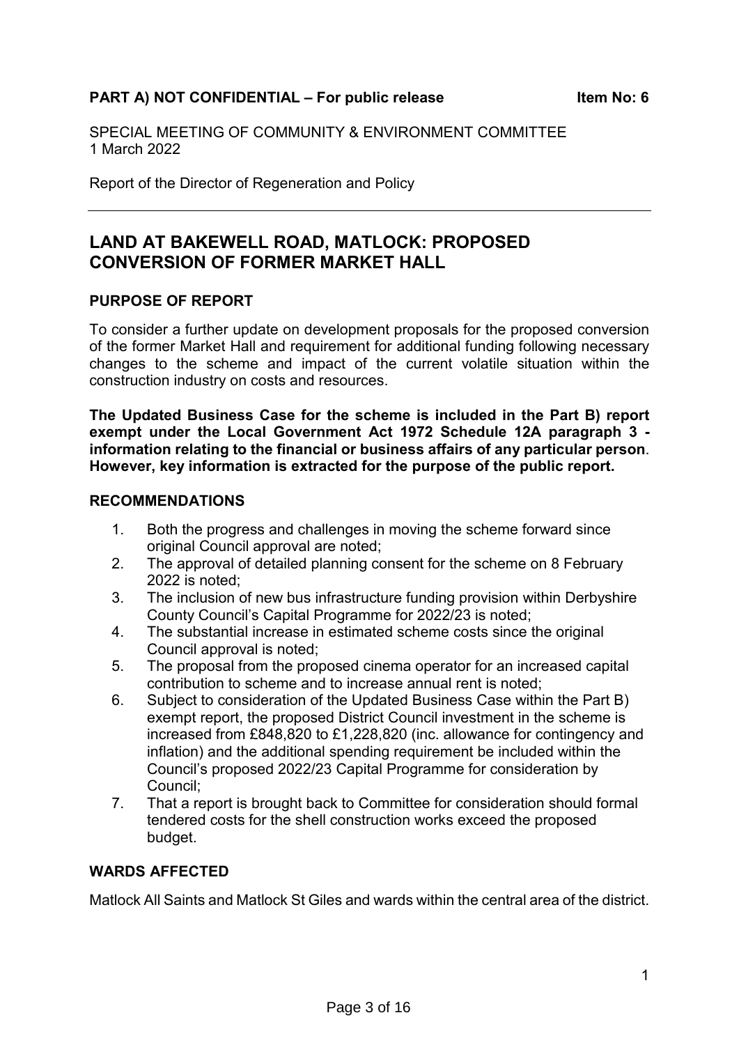**PART A) NOT CONFIDENTIAL – For public release** **Item No: 6**

SPECIAL MEETING OF COMMUNITY & ENVIRONMENT COMMITTEE
1 March 2022

Report of the Director of Regeneration and Policy

# LAND AT BAKEWELL ROAD, MATLOCK: PROPOSED CONVERSION OF FORMER MARKET HALL

## PURPOSE OF REPORT

To consider a further update on development proposals for the proposed conversion of the former Market Hall and requirement for additional funding following necessary changes to the scheme and impact of the current volatile situation within the construction industry on costs and resources.

**The Updated Business Case for the scheme is included in the Part B) report exempt under the Local Government Act 1972 Schedule 12A paragraph 3 - information relating to the financial or business affairs of any particular person. However, key information is extracted for the purpose of the public report.**

## RECOMMENDATIONS

1. Both the progress and challenges in moving the scheme forward since original Council approval are noted;
2. The approval of detailed planning consent for the scheme on 8 February 2022 is noted;
3. The inclusion of new bus infrastructure funding provision within Derbyshire County Council's Capital Programme for 2022/23 is noted;
4. The substantial increase in estimated scheme costs since the original Council approval is noted;
5. The proposal from the proposed cinema operator for an increased capital contribution to scheme and to increase annual rent is noted;
6. Subject to consideration of the Updated Business Case within the Part B) exempt report, the proposed District Council investment in the scheme is increased from £848,820 to £1,228,820 (inc. allowance for contingency and inflation) and the additional spending requirement be included within the Council's proposed 2022/23 Capital Programme for consideration by Council;
7. That a report is brought back to Committee for consideration should formal tendered costs for the shell construction works exceed the proposed budget.

## WARDS AFFECTED

Matlock All Saints and Matlock St Giles and wards within the central area of the district.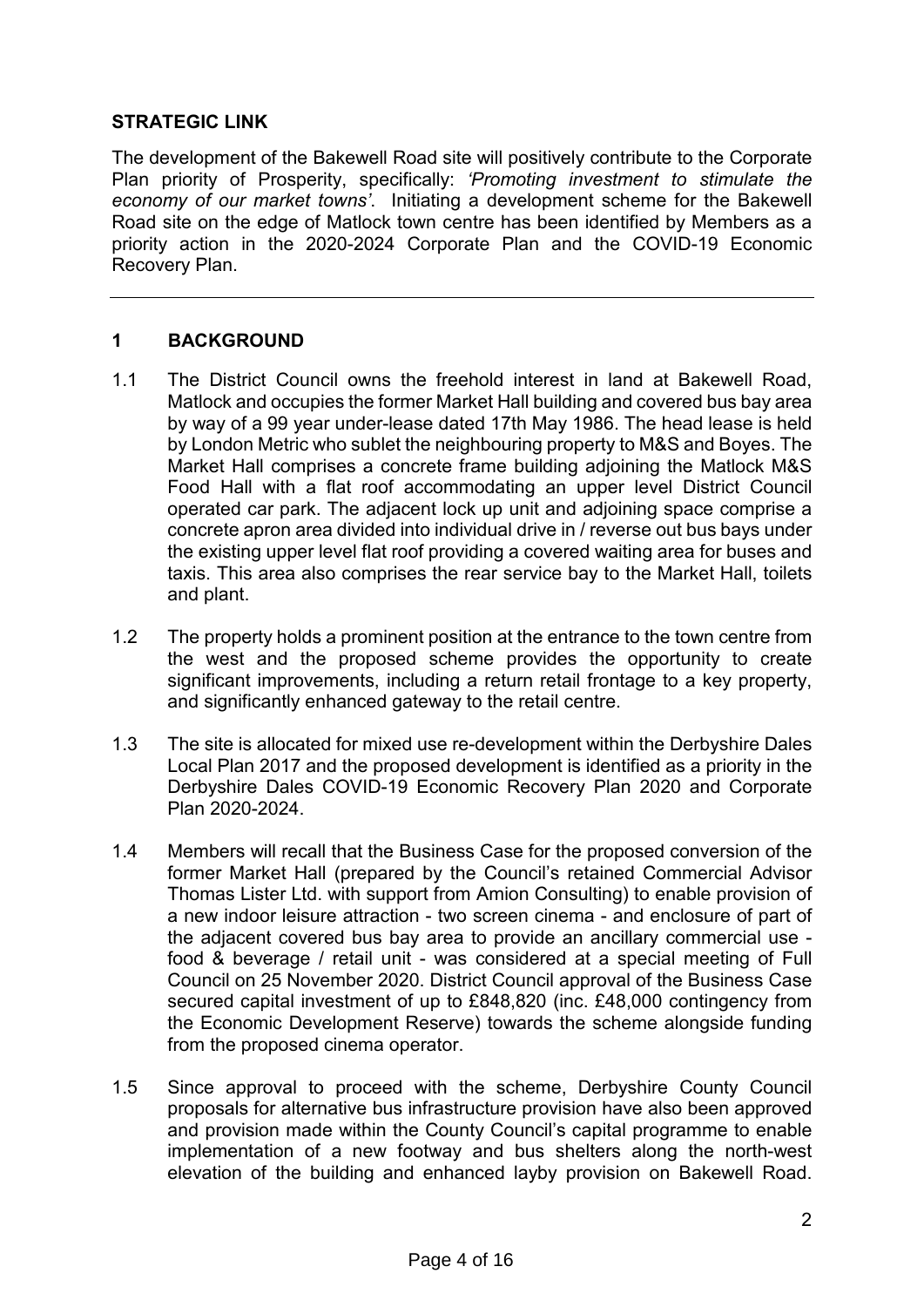## STRATEGIC LINK

The development of the Bakewell Road site will positively contribute to the Corporate Plan priority of Prosperity, specifically: *'Promoting investment to stimulate the economy of our market towns'*. Initiating a development scheme for the Bakewell Road site on the edge of Matlock town centre has been identified by Members as a priority action in the 2020-2024 Corporate Plan and the COVID-19 Economic Recovery Plan.

---

## 1 BACKGROUND

1.1 The District Council owns the freehold interest in land at Bakewell Road, Matlock and occupies the former Market Hall building and covered bus bay area by way of a 99 year under-lease dated 17th May 1986. The head lease is held by London Metric who sublet the neighbouring property to M&S and Boyes. The Market Hall comprises a concrete frame building adjoining the Matlock M&S Food Hall with a flat roof accommodating an upper level District Council operated car park. The adjacent lock up unit and adjoining space comprise a concrete apron area divided into individual drive in / reverse out bus bays under the existing upper level flat roof providing a covered waiting area for buses and taxis. This area also comprises the rear service bay to the Market Hall, toilets and plant.

1.2 The property holds a prominent position at the entrance to the town centre from the west and the proposed scheme provides the opportunity to create significant improvements, including a return retail frontage to a key property, and significantly enhanced gateway to the retail centre.

1.3 The site is allocated for mixed use re-development within the Derbyshire Dales Local Plan 2017 and the proposed development is identified as a priority in the Derbyshire Dales COVID-19 Economic Recovery Plan 2020 and Corporate Plan 2020-2024.

1.4 Members will recall that the Business Case for the proposed conversion of the former Market Hall (prepared by the Council's retained Commercial Advisor Thomas Lister Ltd. with support from Amion Consulting) to enable provision of a new indoor leisure attraction - two screen cinema - and enclosure of part of the adjacent covered bus bay area to provide an ancillary commercial use - food & beverage / retail unit - was considered at a special meeting of Full Council on 25 November 2020. District Council approval of the Business Case secured capital investment of up to £848,820 (inc. £48,000 contingency from the Economic Development Reserve) towards the scheme alongside funding from the proposed cinema operator.

1.5 Since approval to proceed with the scheme, Derbyshire County Council proposals for alternative bus infrastructure provision have also been approved and provision made within the County Council's capital programme to enable implementation of a new footway and bus shelters along the north-west elevation of the building and enhanced layby provision on Bakewell Road.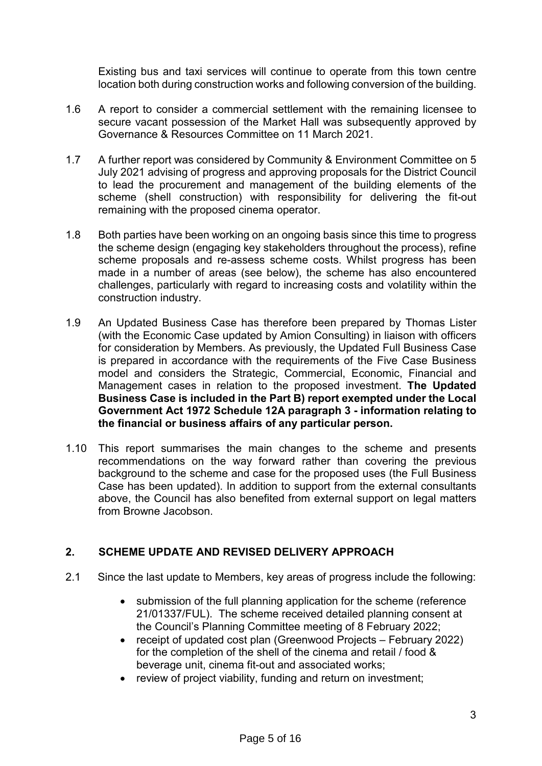Existing bus and taxi services will continue to operate from this town centre location both during construction works and following conversion of the building.

1.6 A report to consider a commercial settlement with the remaining licensee to secure vacant possession of the Market Hall was subsequently approved by Governance & Resources Committee on 11 March 2021.

1.7 A further report was considered by Community & Environment Committee on 5 July 2021 advising of progress and approving proposals for the District Council to lead the procurement and management of the building elements of the scheme (shell construction) with responsibility for delivering the fit-out remaining with the proposed cinema operator.

1.8 Both parties have been working on an ongoing basis since this time to progress the scheme design (engaging key stakeholders throughout the process), refine scheme proposals and re-assess scheme costs. Whilst progress has been made in a number of areas (see below), the scheme has also encountered challenges, particularly with regard to increasing costs and volatility within the construction industry.

1.9 An Updated Business Case has therefore been prepared by Thomas Lister (with the Economic Case updated by Amion Consulting) in liaison with officers for consideration by Members. As previously, the Updated Full Business Case is prepared in accordance with the requirements of the Five Case Business model and considers the Strategic, Commercial, Economic, Financial and Management cases in relation to the proposed investment. **The Updated Business Case is included in the Part B) report exempted under the Local Government Act 1972 Schedule 12A paragraph 3 - information relating to the financial or business affairs of any particular person.**

1.10 This report summarises the main changes to the scheme and presents recommendations on the way forward rather than covering the previous background to the scheme and case for the proposed uses (the Full Business Case has been updated). In addition to support from the external consultants above, the Council has also benefited from external support on legal matters from Browne Jacobson.

## 2. SCHEME UPDATE AND REVISED DELIVERY APPROACH

2.1 Since the last update to Members, key areas of progress include the following:

- submission of the full planning application for the scheme (reference 21/01337/FUL). The scheme received detailed planning consent at the Council's Planning Committee meeting of 8 February 2022;
- receipt of updated cost plan (Greenwood Projects – February 2022) for the completion of the shell of the cinema and retail / food & beverage unit, cinema fit-out and associated works;
- review of project viability, funding and return on investment;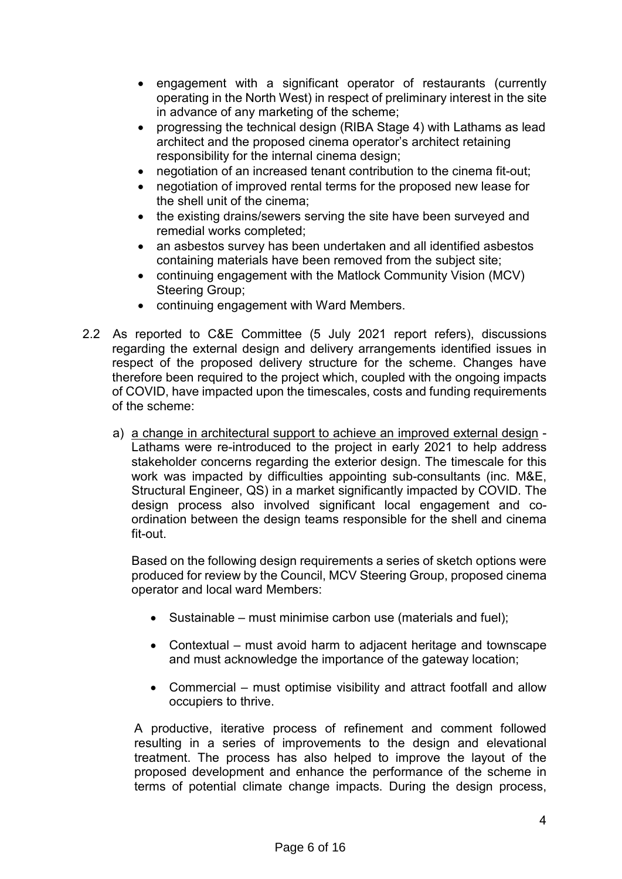- engagement with a significant operator of restaurants (currently operating in the North West) in respect of preliminary interest in the site in advance of any marketing of the scheme;
- progressing the technical design (RIBA Stage 4) with Lathams as lead architect and the proposed cinema operator's architect retaining responsibility for the internal cinema design;
- negotiation of an increased tenant contribution to the cinema fit-out;
- negotiation of improved rental terms for the proposed new lease for the shell unit of the cinema;
- the existing drains/sewers serving the site have been surveyed and remedial works completed;
- an asbestos survey has been undertaken and all identified asbestos containing materials have been removed from the subject site;
- continuing engagement with the Matlock Community Vision (MCV) Steering Group;
- continuing engagement with Ward Members.

2.2 As reported to C&E Committee (5 July 2021 report refers), discussions regarding the external design and delivery arrangements identified issues in respect of the proposed delivery structure for the scheme. Changes have therefore been required to the project which, coupled with the ongoing impacts of COVID, have impacted upon the timescales, costs and funding requirements of the scheme:

a) a change in architectural support to achieve an improved external design - Lathams were re-introduced to the project in early 2021 to help address stakeholder concerns regarding the exterior design. The timescale for this work was impacted by difficulties appointing sub-consultants (inc. M&E, Structural Engineer, QS) in a market significantly impacted by COVID. The design process also involved significant local engagement and co-ordination between the design teams responsible for the shell and cinema fit-out.

   Based on the following design requirements a series of sketch options were produced for review by the Council, MCV Steering Group, proposed cinema operator and local ward Members:

   - Sustainable – must minimise carbon use (materials and fuel);
   - Contextual – must avoid harm to adjacent heritage and townscape and must acknowledge the importance of the gateway location;
   - Commercial – must optimise visibility and attract footfall and allow occupiers to thrive.

   A productive, iterative process of refinement and comment followed resulting in a series of improvements to the design and elevational treatment. The process has also helped to improve the layout of the proposed development and enhance the performance of the scheme in terms of potential climate change impacts. During the design process,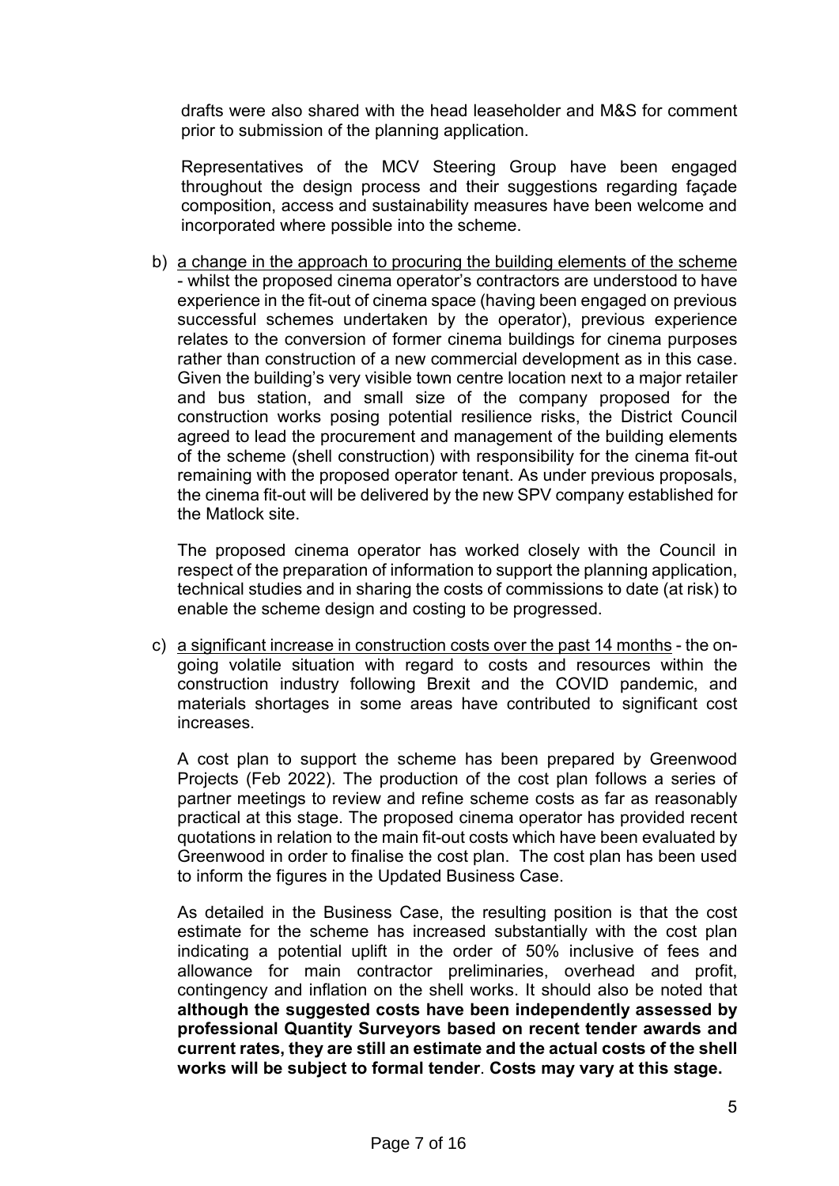drafts were also shared with the head leaseholder and M&S for comment prior to submission of the planning application.

Representatives of the MCV Steering Group have been engaged throughout the design process and their suggestions regarding façade composition, access and sustainability measures have been welcome and incorporated where possible into the scheme.

b) <u>a change in the approach to procuring the building elements of the scheme</u> - whilst the proposed cinema operator's contractors are understood to have experience in the fit-out of cinema space (having been engaged on previous successful schemes undertaken by the operator), previous experience relates to the conversion of former cinema buildings for cinema purposes rather than construction of a new commercial development as in this case. Given the building's very visible town centre location next to a major retailer and bus station, and small size of the company proposed for the construction works posing potential resilience risks, the District Council agreed to lead the procurement and management of the building elements of the scheme (shell construction) with responsibility for the cinema fit-out remaining with the proposed operator tenant. As under previous proposals, the cinema fit-out will be delivered by the new SPV company established for the Matlock site.

   The proposed cinema operator has worked closely with the Council in respect of the preparation of information to support the planning application, technical studies and in sharing the costs of commissions to date (at risk) to enable the scheme design and costing to be progressed.

c) <u>a significant increase in construction costs over the past 14 months</u> - the on-going volatile situation with regard to costs and resources within the construction industry following Brexit and the COVID pandemic, and materials shortages in some areas have contributed to significant cost increases.

   A cost plan to support the scheme has been prepared by Greenwood Projects (Feb 2022). The production of the cost plan follows a series of partner meetings to review and refine scheme costs as far as reasonably practical at this stage. The proposed cinema operator has provided recent quotations in relation to the main fit-out costs which have been evaluated by Greenwood in order to finalise the cost plan. The cost plan has been used to inform the figures in the Updated Business Case.

   As detailed in the Business Case, the resulting position is that the cost estimate for the scheme has increased substantially with the cost plan indicating a potential uplift in the order of 50% inclusive of fees and allowance for main contractor preliminaries, overhead and profit, contingency and inflation on the shell works. It should also be noted that **although the suggested costs have been independently assessed by professional Quantity Surveyors based on recent tender awards and current rates, they are still an estimate and the actual costs of the shell works will be subject to formal tender**. **Costs may vary at this stage.**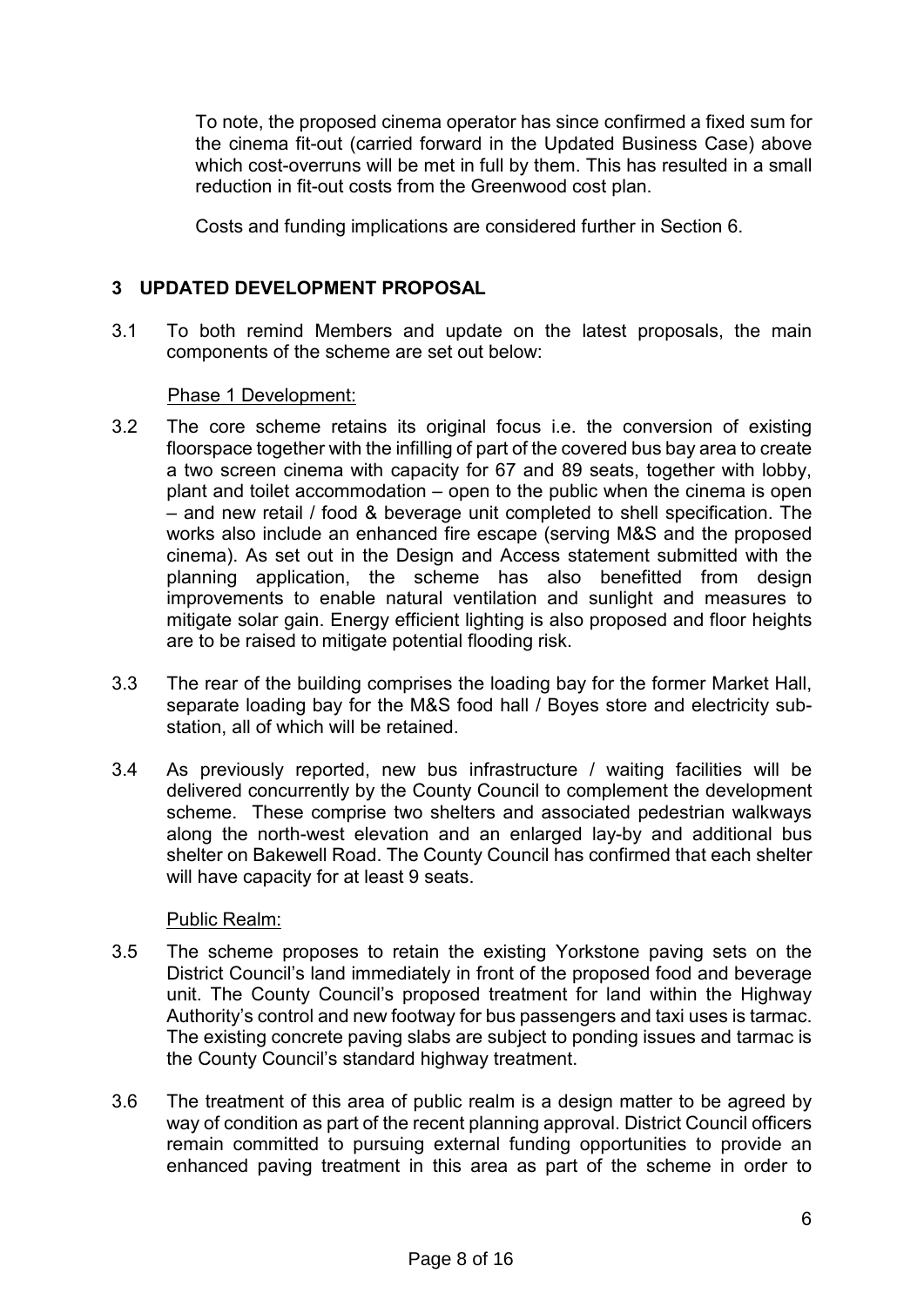To note, the proposed cinema operator has since confirmed a fixed sum for the cinema fit-out (carried forward in the Updated Business Case) above which cost-overruns will be met in full by them. This has resulted in a small reduction in fit-out costs from the Greenwood cost plan.

Costs and funding implications are considered further in Section 6.

## 3 UPDATED DEVELOPMENT PROPOSAL

3.1 To both remind Members and update on the latest proposals, the main components of the scheme are set out below:

Phase 1 Development:

3.2 The core scheme retains its original focus i.e. the conversion of existing floorspace together with the infilling of part of the covered bus bay area to create a two screen cinema with capacity for 67 and 89 seats, together with lobby, plant and toilet accommodation – open to the public when the cinema is open – and new retail / food & beverage unit completed to shell specification. The works also include an enhanced fire escape (serving M&S and the proposed cinema). As set out in the Design and Access statement submitted with the planning application, the scheme has also benefitted from design improvements to enable natural ventilation and sunlight and measures to mitigate solar gain. Energy efficient lighting is also proposed and floor heights are to be raised to mitigate potential flooding risk.

3.3 The rear of the building comprises the loading bay for the former Market Hall, separate loading bay for the M&S food hall / Boyes store and electricity sub-station, all of which will be retained.

3.4 As previously reported, new bus infrastructure / waiting facilities will be delivered concurrently by the County Council to complement the development scheme. These comprise two shelters and associated pedestrian walkways along the north-west elevation and an enlarged lay-by and additional bus shelter on Bakewell Road. The County Council has confirmed that each shelter will have capacity for at least 9 seats.

Public Realm:

3.5 The scheme proposes to retain the existing Yorkstone paving sets on the District Council's land immediately in front of the proposed food and beverage unit. The County Council's proposed treatment for land within the Highway Authority's control and new footway for bus passengers and taxi uses is tarmac. The existing concrete paving slabs are subject to ponding issues and tarmac is the County Council's standard highway treatment.

3.6 The treatment of this area of public realm is a design matter to be agreed by way of condition as part of the recent planning approval. District Council officers remain committed to pursuing external funding opportunities to provide an enhanced paving treatment in this area as part of the scheme in order to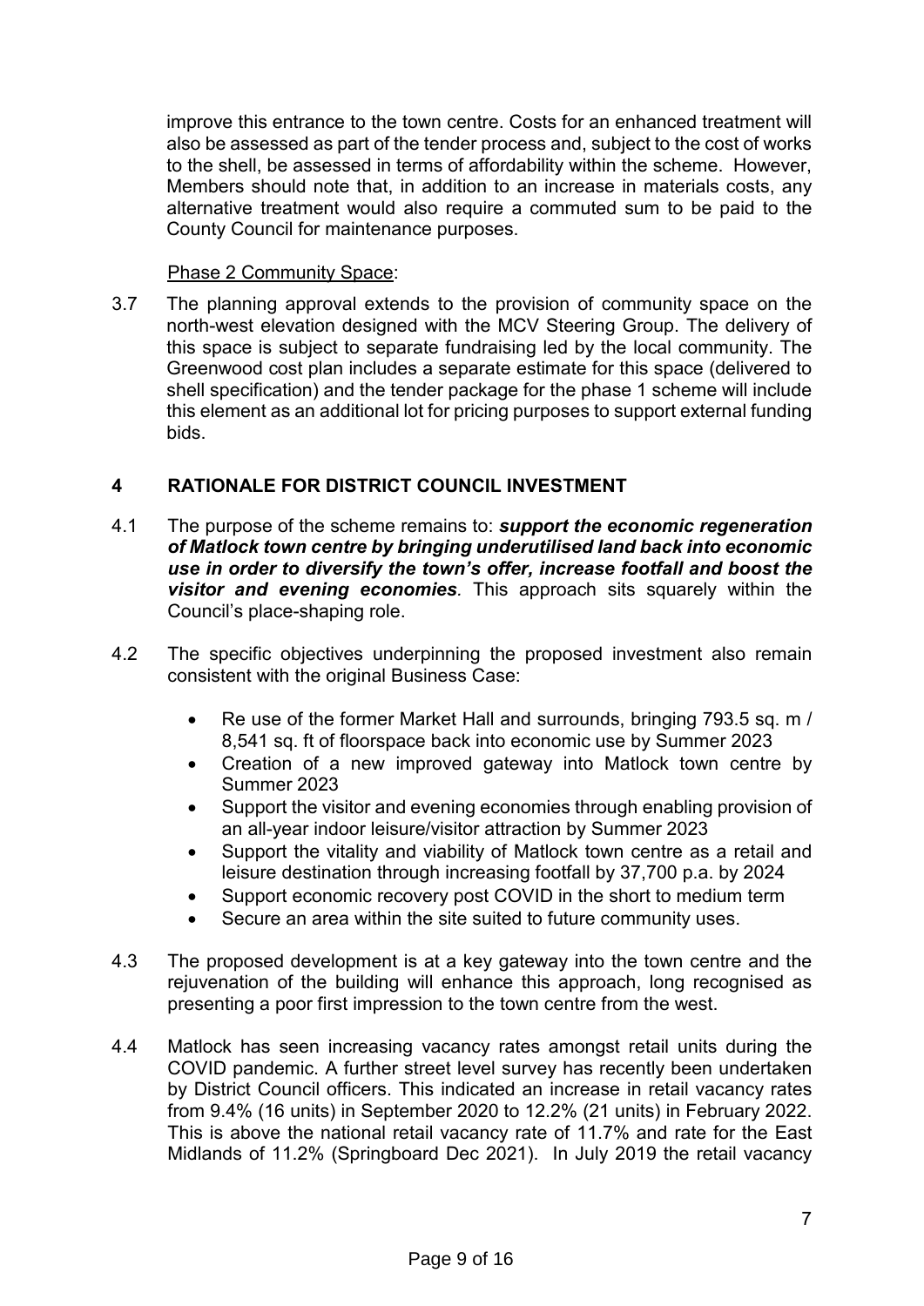improve this entrance to the town centre. Costs for an enhanced treatment will also be assessed as part of the tender process and, subject to the cost of works to the shell, be assessed in terms of affordability within the scheme. However, Members should note that, in addition to an increase in materials costs, any alternative treatment would also require a commuted sum to be paid to the County Council for maintenance purposes.

Phase 2 Community Space:

3.7 The planning approval extends to the provision of community space on the north-west elevation designed with the MCV Steering Group. The delivery of this space is subject to separate fundraising led by the local community. The Greenwood cost plan includes a separate estimate for this space (delivered to shell specification) and the tender package for the phase 1 scheme will include this element as an additional lot for pricing purposes to support external funding bids.

## 4 RATIONALE FOR DISTRICT COUNCIL INVESTMENT

4.1 The purpose of the scheme remains to: ***support the economic regeneration of Matlock town centre by bringing underutilised land back into economic use in order to diversify the town's offer, increase footfall and boost the visitor and evening economies***. This approach sits squarely within the Council's place-shaping role.

4.2 The specific objectives underpinning the proposed investment also remain consistent with the original Business Case:

- Re use of the former Market Hall and surrounds, bringing 793.5 sq. m / 8,541 sq. ft of floorspace back into economic use by Summer 2023
- Creation of a new improved gateway into Matlock town centre by Summer 2023
- Support the visitor and evening economies through enabling provision of an all-year indoor leisure/visitor attraction by Summer 2023
- Support the vitality and viability of Matlock town centre as a retail and leisure destination through increasing footfall by 37,700 p.a. by 2024
- Support economic recovery post COVID in the short to medium term
- Secure an area within the site suited to future community uses.

4.3 The proposed development is at a key gateway into the town centre and the rejuvenation of the building will enhance this approach, long recognised as presenting a poor first impression to the town centre from the west.

4.4 Matlock has seen increasing vacancy rates amongst retail units during the COVID pandemic. A further street level survey has recently been undertaken by District Council officers. This indicated an increase in retail vacancy rates from 9.4% (16 units) in September 2020 to 12.2% (21 units) in February 2022. This is above the national retail vacancy rate of 11.7% and rate for the East Midlands of 11.2% (Springboard Dec 2021). In July 2019 the retail vacancy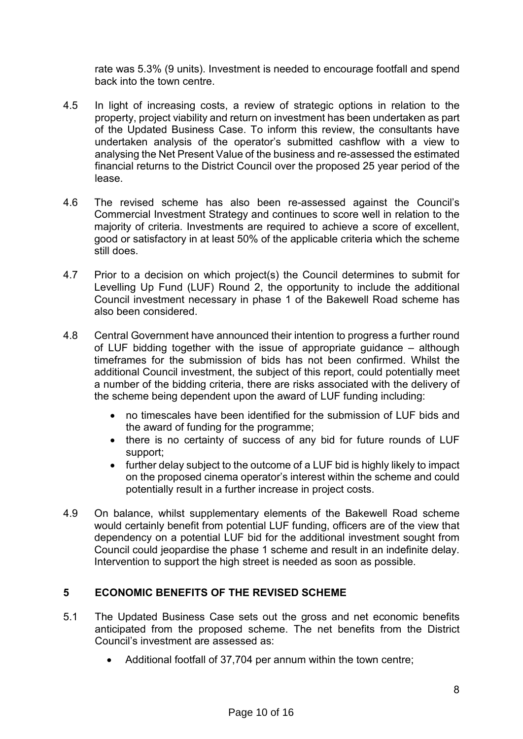rate was 5.3% (9 units). Investment is needed to encourage footfall and spend back into the town centre.

4.5 In light of increasing costs, a review of strategic options in relation to the property, project viability and return on investment has been undertaken as part of the Updated Business Case. To inform this review, the consultants have undertaken analysis of the operator's submitted cashflow with a view to analysing the Net Present Value of the business and re-assessed the estimated financial returns to the District Council over the proposed 25 year period of the lease.

4.6 The revised scheme has also been re-assessed against the Council's Commercial Investment Strategy and continues to score well in relation to the majority of criteria. Investments are required to achieve a score of excellent, good or satisfactory in at least 50% of the applicable criteria which the scheme still does.

4.7 Prior to a decision on which project(s) the Council determines to submit for Levelling Up Fund (LUF) Round 2, the opportunity to include the additional Council investment necessary in phase 1 of the Bakewell Road scheme has also been considered.

4.8 Central Government have announced their intention to progress a further round of LUF bidding together with the issue of appropriate guidance – although timeframes for the submission of bids has not been confirmed. Whilst the additional Council investment, the subject of this report, could potentially meet a number of the bidding criteria, there are risks associated with the delivery of the scheme being dependent upon the award of LUF funding including:

- no timescales have been identified for the submission of LUF bids and the award of funding for the programme;
- there is no certainty of success of any bid for future rounds of LUF support;
- further delay subject to the outcome of a LUF bid is highly likely to impact on the proposed cinema operator's interest within the scheme and could potentially result in a further increase in project costs.

4.9 On balance, whilst supplementary elements of the Bakewell Road scheme would certainly benefit from potential LUF funding, officers are of the view that dependency on a potential LUF bid for the additional investment sought from Council could jeopardise the phase 1 scheme and result in an indefinite delay. Intervention to support the high street is needed as soon as possible.

## 5 ECONOMIC BENEFITS OF THE REVISED SCHEME

5.1 The Updated Business Case sets out the gross and net economic benefits anticipated from the proposed scheme. The net benefits from the District Council's investment are assessed as:

- Additional footfall of 37,704 per annum within the town centre;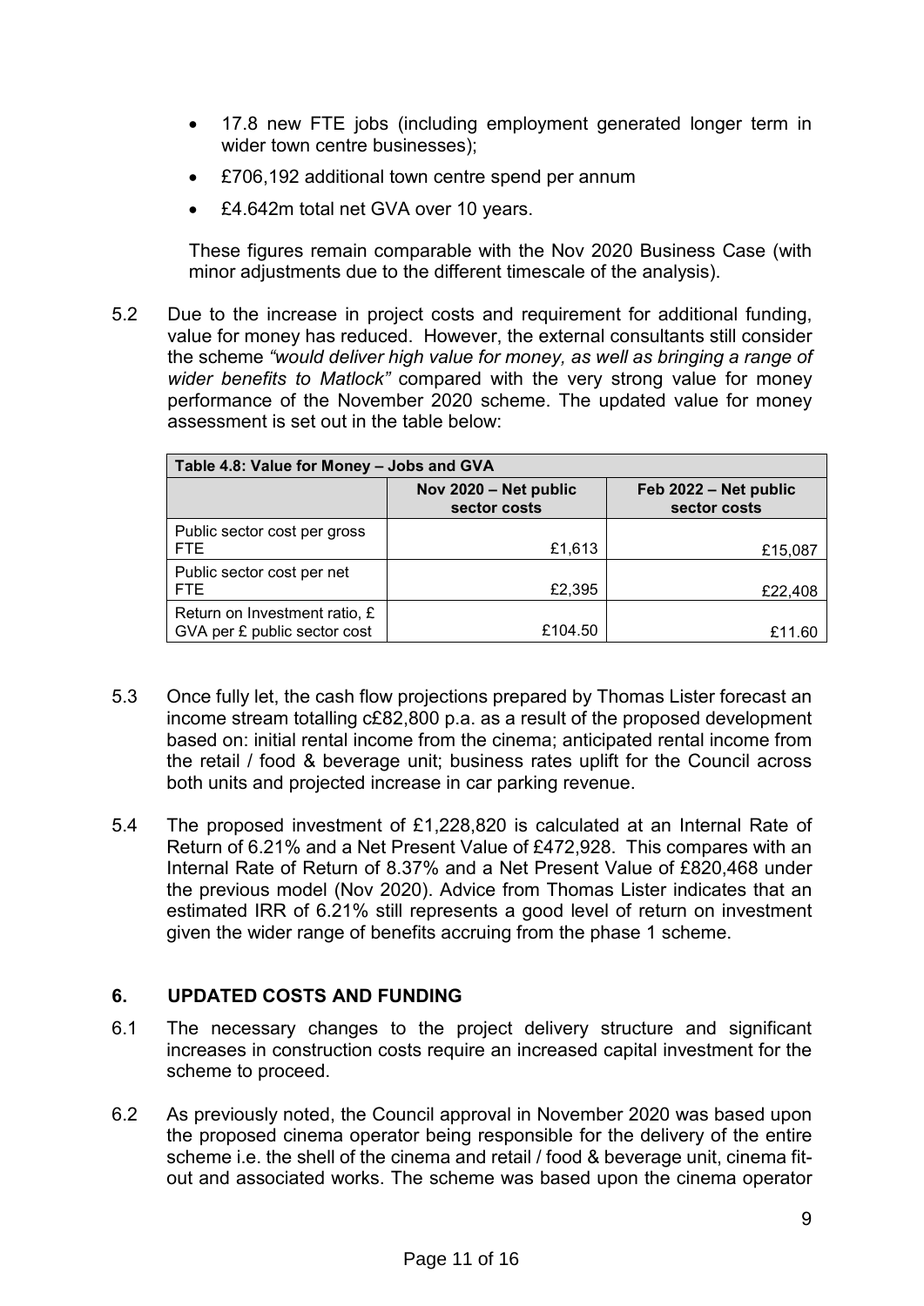- 17.8 new FTE jobs (including employment generated longer term in wider town centre businesses);
- £706,192 additional town centre spend per annum
- £4.642m total net GVA over 10 years.

These figures remain comparable with the Nov 2020 Business Case (with minor adjustments due to the different timescale of the analysis).

5.2 Due to the increase in project costs and requirement for additional funding, value for money has reduced. However, the external consultants still consider the scheme *"would deliver high value for money, as well as bringing a range of wider benefits to Matlock"* compared with the very strong value for money performance of the November 2020 scheme. The updated value for money assessment is set out in the table below:

| Table 4.8: Value for Money – Jobs and GVA | | |
|---|---|---|
| | **Nov 2020 – Net public sector costs** | **Feb 2022 – Net public sector costs** |
| Public sector cost per gross FTE | £1,613 | £15,087 |
| Public sector cost per net FTE | £2,395 | £22,408 |
| Return on Investment ratio, £ GVA per £ public sector cost | £104.50 | £11.60 |

5.3 Once fully let, the cash flow projections prepared by Thomas Lister forecast an income stream totalling c£82,800 p.a. as a result of the proposed development based on: initial rental income from the cinema; anticipated rental income from the retail / food & beverage unit; business rates uplift for the Council across both units and projected increase in car parking revenue.

5.4 The proposed investment of £1,228,820 is calculated at an Internal Rate of Return of 6.21% and a Net Present Value of £472,928. This compares with an Internal Rate of Return of 8.37% and a Net Present Value of £820,468 under the previous model (Nov 2020). Advice from Thomas Lister indicates that an estimated IRR of 6.21% still represents a good level of return on investment given the wider range of benefits accruing from the phase 1 scheme.

## 6. UPDATED COSTS AND FUNDING

6.1 The necessary changes to the project delivery structure and significant increases in construction costs require an increased capital investment for the scheme to proceed.

6.2 As previously noted, the Council approval in November 2020 was based upon the proposed cinema operator being responsible for the delivery of the entire scheme i.e. the shell of the cinema and retail / food & beverage unit, cinema fit-out and associated works. The scheme was based upon the cinema operator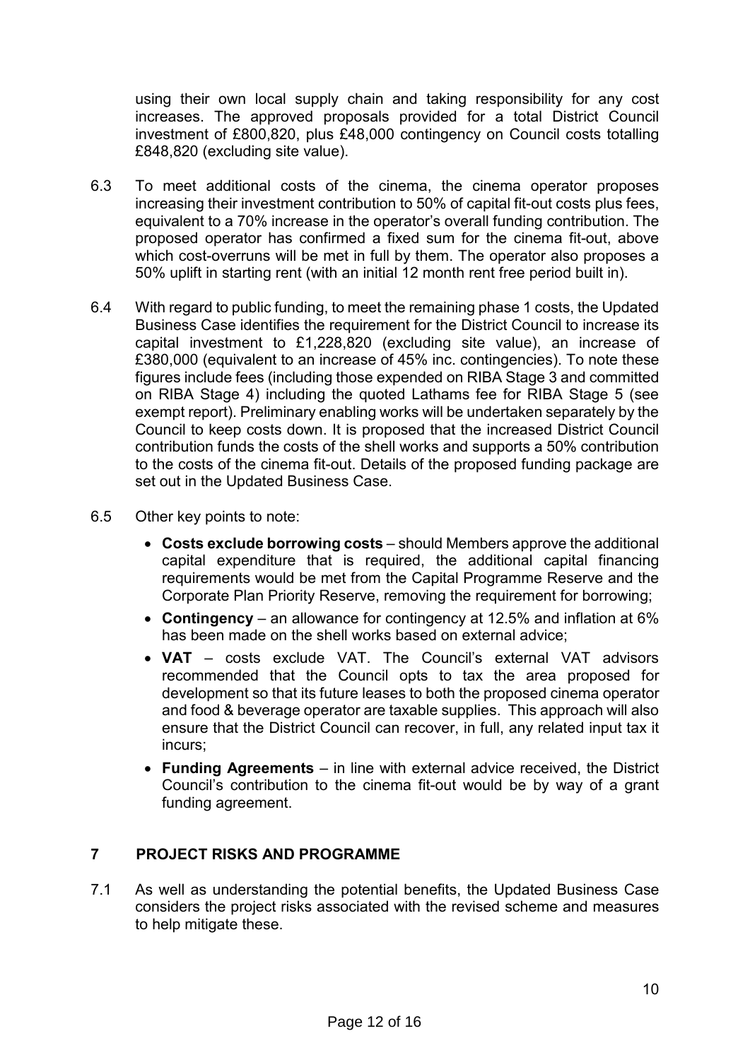using their own local supply chain and taking responsibility for any cost increases. The approved proposals provided for a total District Council investment of £800,820, plus £48,000 contingency on Council costs totalling £848,820 (excluding site value).

6.3 To meet additional costs of the cinema, the cinema operator proposes increasing their investment contribution to 50% of capital fit-out costs plus fees, equivalent to a 70% increase in the operator's overall funding contribution. The proposed operator has confirmed a fixed sum for the cinema fit-out, above which cost-overruns will be met in full by them. The operator also proposes a 50% uplift in starting rent (with an initial 12 month rent free period built in).

6.4 With regard to public funding, to meet the remaining phase 1 costs, the Updated Business Case identifies the requirement for the District Council to increase its capital investment to £1,228,820 (excluding site value), an increase of £380,000 (equivalent to an increase of 45% inc. contingencies). To note these figures include fees (including those expended on RIBA Stage 3 and committed on RIBA Stage 4) including the quoted Lathams fee for RIBA Stage 5 (see exempt report). Preliminary enabling works will be undertaken separately by the Council to keep costs down. It is proposed that the increased District Council contribution funds the costs of the shell works and supports a 50% contribution to the costs of the cinema fit-out. Details of the proposed funding package are set out in the Updated Business Case.

6.5 Other key points to note:

- **Costs exclude borrowing costs** – should Members approve the additional capital expenditure that is required, the additional capital financing requirements would be met from the Capital Programme Reserve and the Corporate Plan Priority Reserve, removing the requirement for borrowing;
- **Contingency** – an allowance for contingency at 12.5% and inflation at 6% has been made on the shell works based on external advice;
- **VAT** – costs exclude VAT. The Council's external VAT advisors recommended that the Council opts to tax the area proposed for development so that its future leases to both the proposed cinema operator and food & beverage operator are taxable supplies. This approach will also ensure that the District Council can recover, in full, any related input tax it incurs;
- **Funding Agreements** – in line with external advice received, the District Council's contribution to the cinema fit-out would be by way of a grant funding agreement.

## 7 PROJECT RISKS AND PROGRAMME

7.1 As well as understanding the potential benefits, the Updated Business Case considers the project risks associated with the revised scheme and measures to help mitigate these.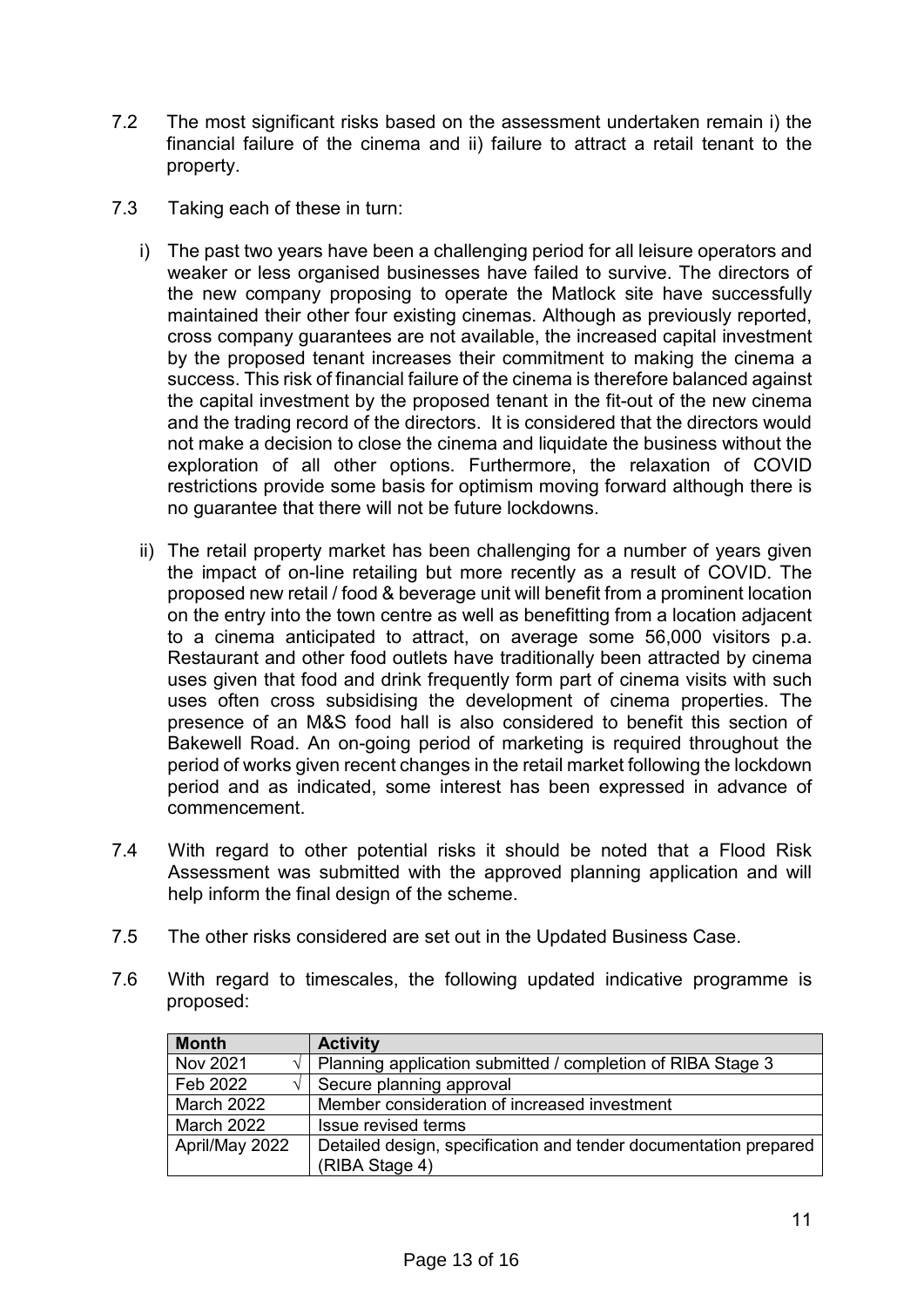7.2 The most significant risks based on the assessment undertaken remain i) the financial failure of the cinema and ii) failure to attract a retail tenant to the property.

7.3 Taking each of these in turn:

i) The past two years have been a challenging period for all leisure operators and weaker or less organised businesses have failed to survive. The directors of the new company proposing to operate the Matlock site have successfully maintained their other four existing cinemas. Although as previously reported, cross company guarantees are not available, the increased capital investment by the proposed tenant increases their commitment to making the cinema a success. This risk of financial failure of the cinema is therefore balanced against the capital investment by the proposed tenant in the fit-out of the new cinema and the trading record of the directors. It is considered that the directors would not make a decision to close the cinema and liquidate the business without the exploration of all other options. Furthermore, the relaxation of COVID restrictions provide some basis for optimism moving forward although there is no guarantee that there will not be future lockdowns.

ii) The retail property market has been challenging for a number of years given the impact of on-line retailing but more recently as a result of COVID. The proposed new retail / food & beverage unit will benefit from a prominent location on the entry into the town centre as well as benefitting from a location adjacent to a cinema anticipated to attract, on average some 56,000 visitors p.a. Restaurant and other food outlets have traditionally been attracted by cinema uses given that food and drink frequently form part of cinema visits with such uses often cross subsidising the development of cinema properties. The presence of an M&S food hall is also considered to benefit this section of Bakewell Road. An on-going period of marketing is required throughout the period of works given recent changes in the retail market following the lockdown period and as indicated, some interest has been expressed in advance of commencement.

7.4 With regard to other potential risks it should be noted that a Flood Risk Assessment was submitted with the approved planning application and will help inform the final design of the scheme.

7.5 The other risks considered are set out in the Updated Business Case.

7.6 With regard to timescales, the following updated indicative programme is proposed:

| Month | Activity |
|---|---|
| Nov 2021 √ | Planning application submitted / completion of RIBA Stage 3 |
| Feb 2022 √ | Secure planning approval |
| March 2022 | Member consideration of increased investment |
| March 2022 | Issue revised terms |
| April/May 2022 | Detailed design, specification and tender documentation prepared (RIBA Stage 4) |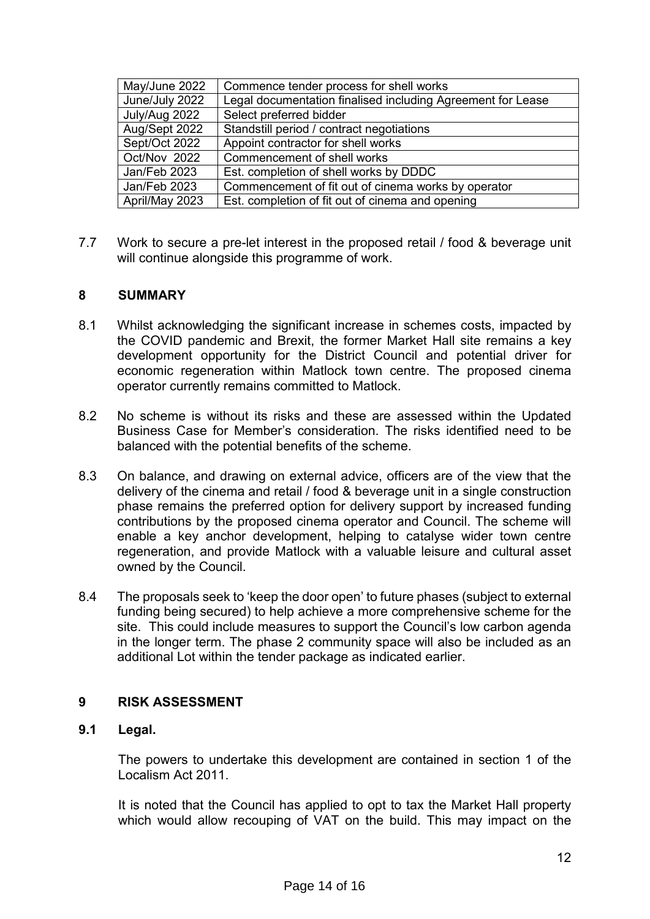| May/June 2022 | Commence tender process for shell works |
|---|---|
| June/July 2022 | Legal documentation finalised including Agreement for Lease |
| July/Aug 2022 | Select preferred bidder |
| Aug/Sept 2022 | Standstill period / contract negotiations |
| Sept/Oct 2022 | Appoint contractor for shell works |
| Oct/Nov 2022 | Commencement of shell works |
| Jan/Feb 2023 | Est. completion of shell works by DDDC |
| Jan/Feb 2023 | Commencement of fit out of cinema works by operator |
| April/May 2023 | Est. completion of fit out of cinema and opening |

7.7 Work to secure a pre-let interest in the proposed retail / food & beverage unit will continue alongside this programme of work.

## 8 SUMMARY

8.1 Whilst acknowledging the significant increase in schemes costs, impacted by the COVID pandemic and Brexit, the former Market Hall site remains a key development opportunity for the District Council and potential driver for economic regeneration within Matlock town centre. The proposed cinema operator currently remains committed to Matlock.

8.2 No scheme is without its risks and these are assessed within the Updated Business Case for Member's consideration. The risks identified need to be balanced with the potential benefits of the scheme.

8.3 On balance, and drawing on external advice, officers are of the view that the delivery of the cinema and retail / food & beverage unit in a single construction phase remains the preferred option for delivery support by increased funding contributions by the proposed cinema operator and Council. The scheme will enable a key anchor development, helping to catalyse wider town centre regeneration, and provide Matlock with a valuable leisure and cultural asset owned by the Council.

8.4 The proposals seek to 'keep the door open' to future phases (subject to external funding being secured) to help achieve a more comprehensive scheme for the site. This could include measures to support the Council's low carbon agenda in the longer term. The phase 2 community space will also be included as an additional Lot within the tender package as indicated earlier.

## 9 RISK ASSESSMENT

### 9.1 Legal.

The powers to undertake this development are contained in section 1 of the Localism Act 2011.

It is noted that the Council has applied to opt to tax the Market Hall property which would allow recouping of VAT on the build. This may impact on the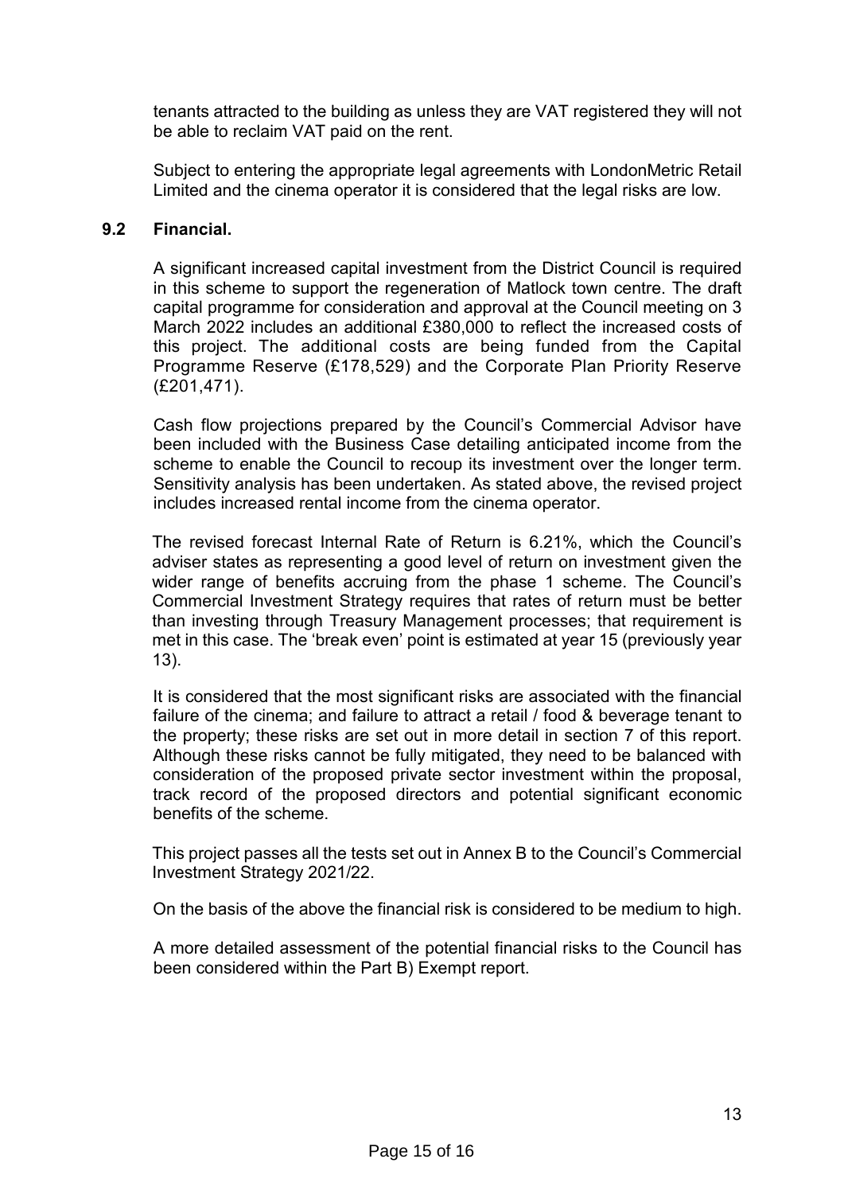tenants attracted to the building as unless they are VAT registered they will not be able to reclaim VAT paid on the rent.

Subject to entering the appropriate legal agreements with LondonMetric Retail Limited and the cinema operator it is considered that the legal risks are low.

### 9.2 Financial.

A significant increased capital investment from the District Council is required in this scheme to support the regeneration of Matlock town centre. The draft capital programme for consideration and approval at the Council meeting on 3 March 2022 includes an additional £380,000 to reflect the increased costs of this project. The additional costs are being funded from the Capital Programme Reserve (£178,529) and the Corporate Plan Priority Reserve (£201,471).

Cash flow projections prepared by the Council's Commercial Advisor have been included with the Business Case detailing anticipated income from the scheme to enable the Council to recoup its investment over the longer term. Sensitivity analysis has been undertaken. As stated above, the revised project includes increased rental income from the cinema operator.

The revised forecast Internal Rate of Return is 6.21%, which the Council's adviser states as representing a good level of return on investment given the wider range of benefits accruing from the phase 1 scheme. The Council's Commercial Investment Strategy requires that rates of return must be better than investing through Treasury Management processes; that requirement is met in this case. The 'break even' point is estimated at year 15 (previously year 13).

It is considered that the most significant risks are associated with the financial failure of the cinema; and failure to attract a retail / food & beverage tenant to the property; these risks are set out in more detail in section 7 of this report. Although these risks cannot be fully mitigated, they need to be balanced with consideration of the proposed private sector investment within the proposal, track record of the proposed directors and potential significant economic benefits of the scheme.

This project passes all the tests set out in Annex B to the Council's Commercial Investment Strategy 2021/22.

On the basis of the above the financial risk is considered to be medium to high.

A more detailed assessment of the potential financial risks to the Council has been considered within the Part B) Exempt report.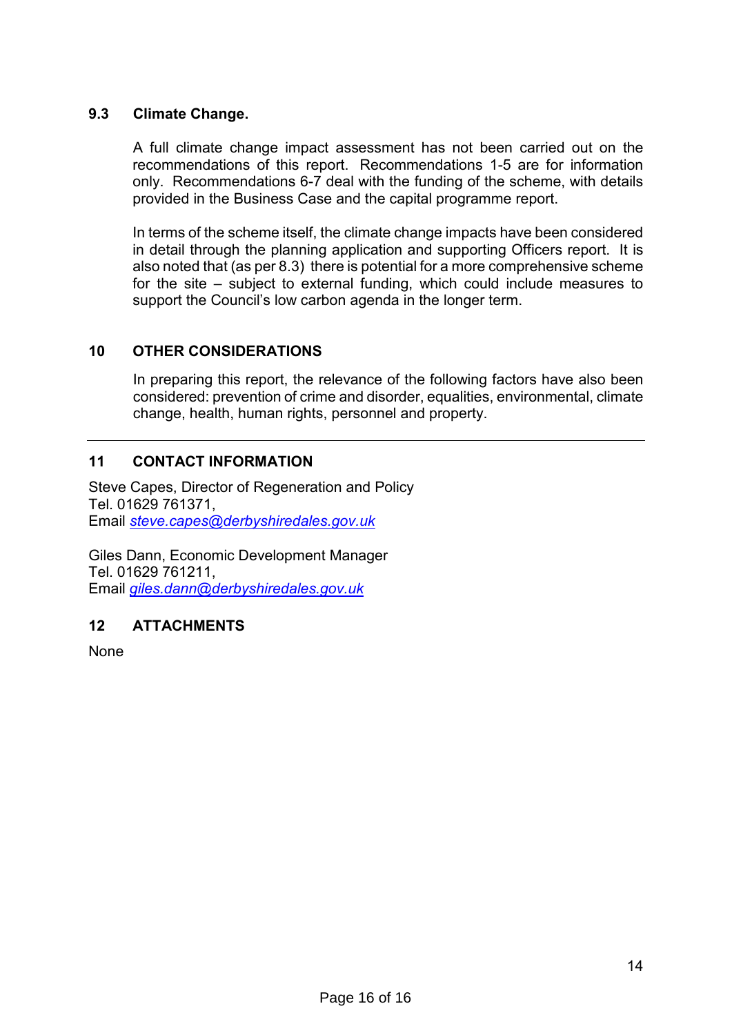### 9.3 Climate Change.

A full climate change impact assessment has not been carried out on the recommendations of this report. Recommendations 1-5 are for information only. Recommendations 6-7 deal with the funding of the scheme, with details provided in the Business Case and the capital programme report.

In terms of the scheme itself, the climate change impacts have been considered in detail through the planning application and supporting Officers report. It is also noted that (as per 8.3) there is potential for a more comprehensive scheme for the site – subject to external funding, which could include measures to support the Council's low carbon agenda in the longer term.

## 10 OTHER CONSIDERATIONS

In preparing this report, the relevance of the following factors have also been considered: prevention of crime and disorder, equalities, environmental, climate change, health, human rights, personnel and property.

---

## 11 CONTACT INFORMATION

Steve Capes, Director of Regeneration and Policy
Tel. 01629 761371,
Email *steve.capes@derbyshiredales.gov.uk*

Giles Dann, Economic Development Manager
Tel. 01629 761211,
Email *giles.dann@derbyshiredales.gov.uk*

## 12 ATTACHMENTS

None